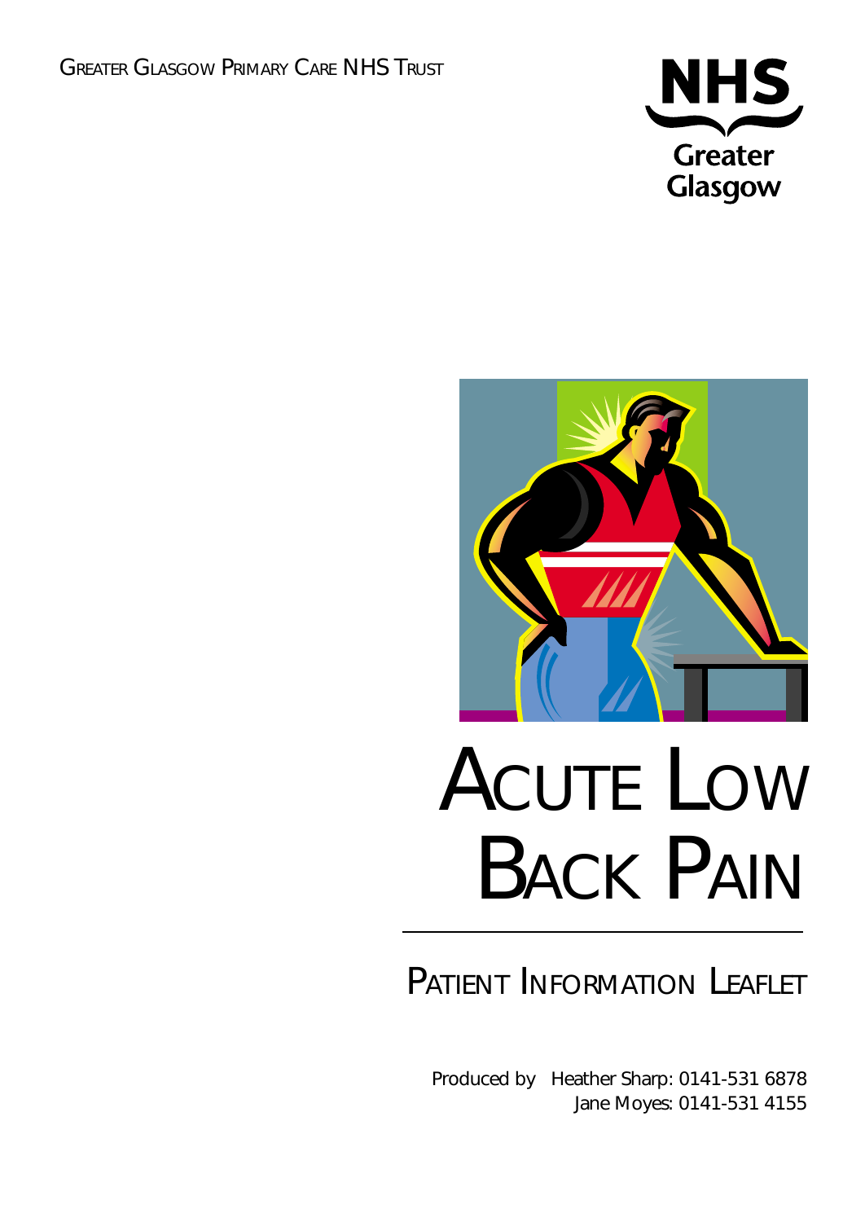Greater Glasgow Primary Care NHS Trust

NHS
Greater Glasgow

# Acute Low Back Pain

## Patient Information Leaflet

Produced by Heather Sharp: 0141-531 6878
Jane Moyes: 0141-531 4155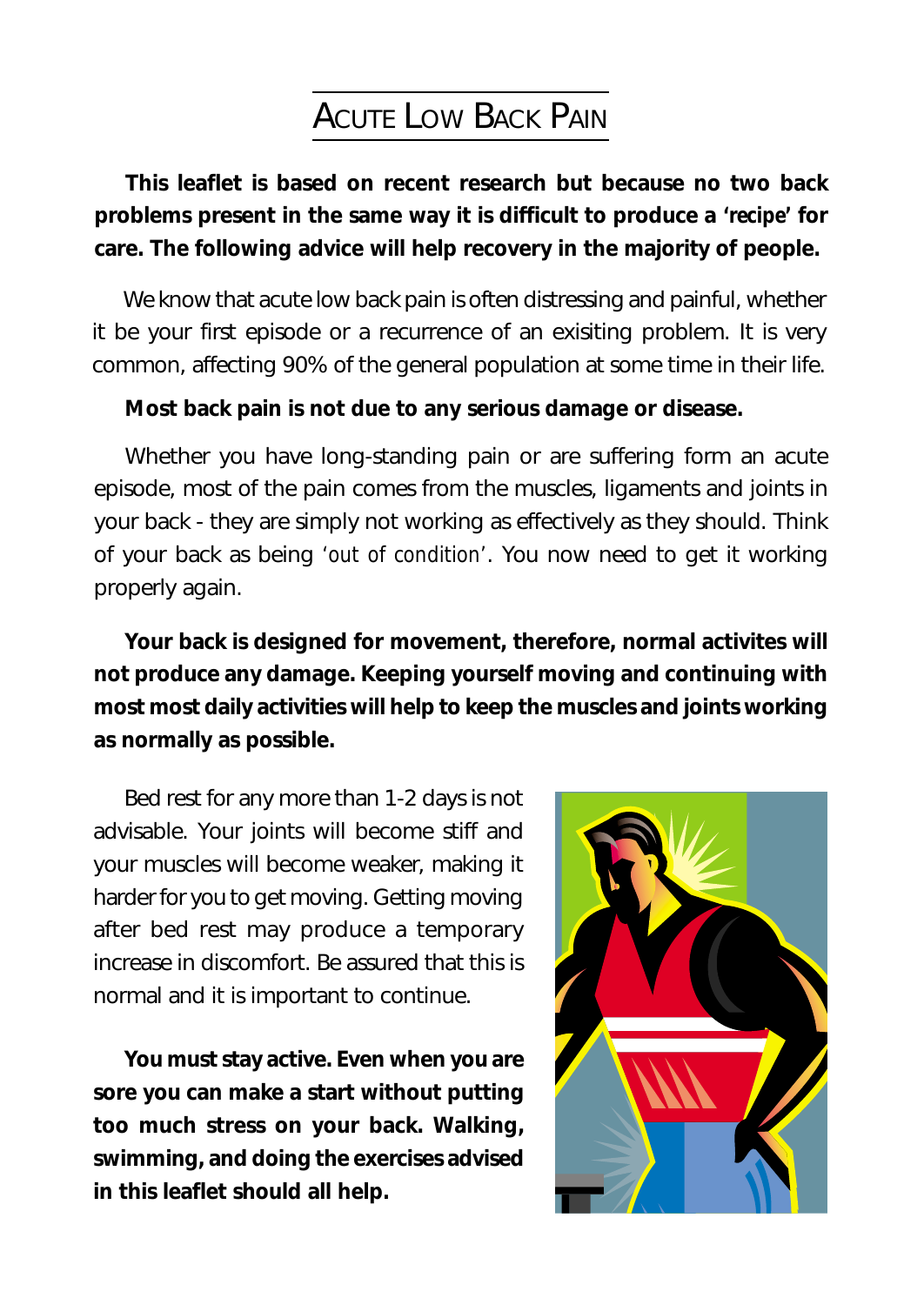# Acute Low Back Pain

**This leaflet is based on recent research but because no two back problems present in the same way it is difficult to produce a 'recipe' for care. The following advice will help recovery in the majority of people.**

We know that acute low back pain is often distressing and painful, whether it be your first episode or a recurrence of an exisiting problem. It is very common, affecting 90% of the general population at some time in their life.

**Most back pain is not due to any serious damage or disease.**

Whether you have long-standing pain or are suffering form an acute episode, most of the pain comes from the muscles, ligaments and joints in your back - they are simply not working as effectively as they should. Think of your back as being 'out of condition'. You now need to get it working properly again.

**Your back is designed for movement, therefore, normal activites will not produce any damage. Keeping yourself moving and continuing with most most daily activities will help to keep the muscles and joints working as normally as possible.**

Bed rest for any more than 1-2 days is not advisable. Your joints will become stiff and your muscles will become weaker, making it harder for you to get moving. Getting moving after bed rest may produce a temporary increase in discomfort. Be assured that this is normal and it is important to continue.

**You must stay active. Even when you are sore you can make a start without putting too much stress on your back. Walking, swimming, and doing the exercises advised in this leaflet should all help.**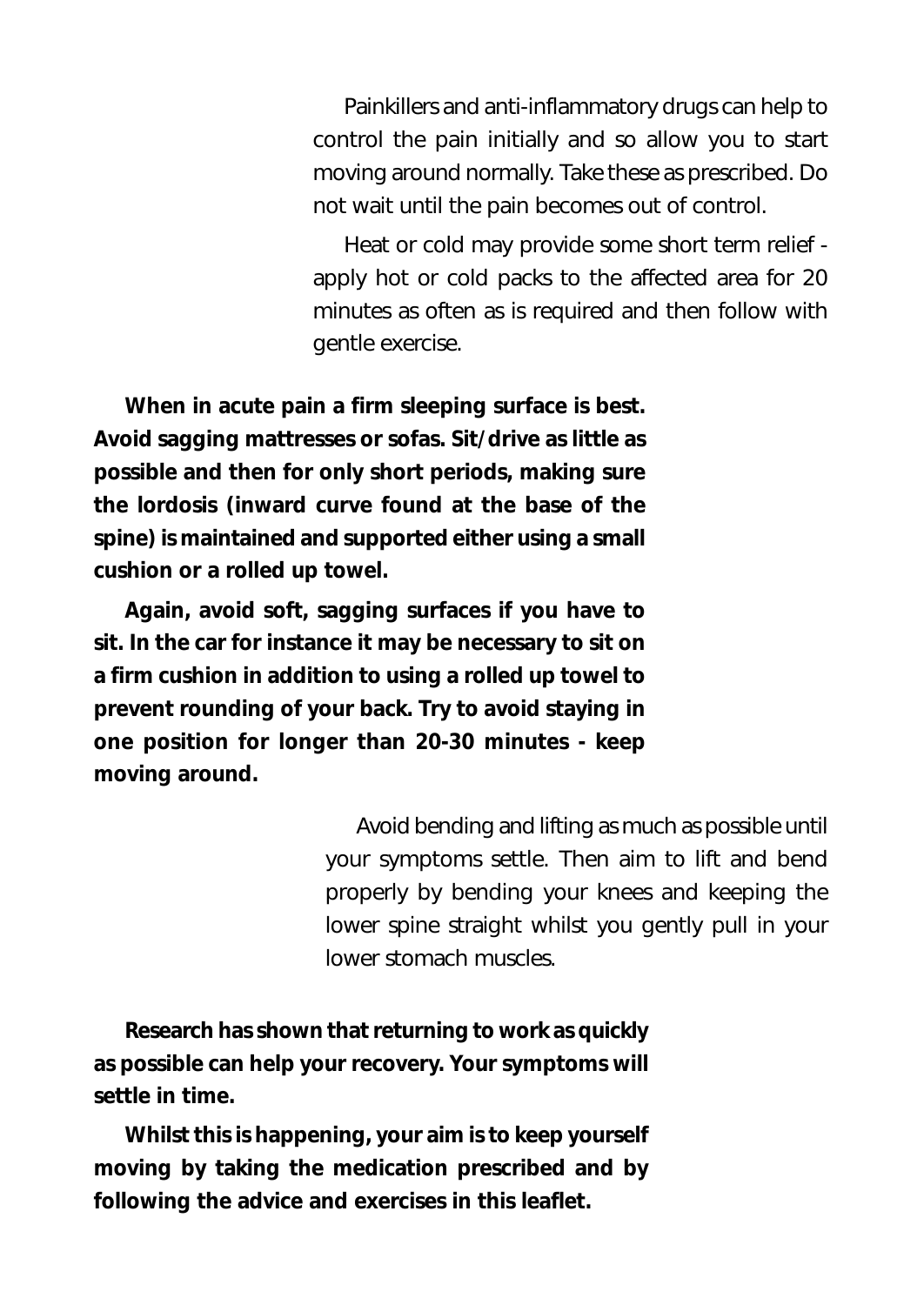Painkillers and anti-inflammatory drugs can help to control the pain initially and so allow you to start moving around normally. Take these as prescribed. Do not wait until the pain becomes out of control.

Heat or cold may provide some short term relief - apply hot or cold packs to the affected area for 20 minutes as often as is required and then follow with gentle exercise.

**When in acute pain a firm sleeping surface is best. Avoid sagging mattresses or sofas. Sit/drive as little as possible and then for only short periods, making sure the lordosis (inward curve found at the base of the spine) is maintained and supported either using a small cushion or a rolled up towel.**

**Again, avoid soft, sagging surfaces if you have to sit. In the car for instance it may be necessary to sit on a firm cushion in addition to using a rolled up towel to prevent rounding of your back. Try to avoid staying in one position for longer than 20-30 minutes - keep moving around.**

Avoid bending and lifting as much as possible until your symptoms settle. Then aim to lift and bend properly by bending your knees and keeping the lower spine straight whilst you gently pull in your lower stomach muscles.

**Research has shown that returning to work as quickly as possible can help your recovery. Your symptoms will settle in time.**

**Whilst this is happening, your aim is to keep yourself moving by taking the medication prescribed and by following the advice and exercises in this leaflet.**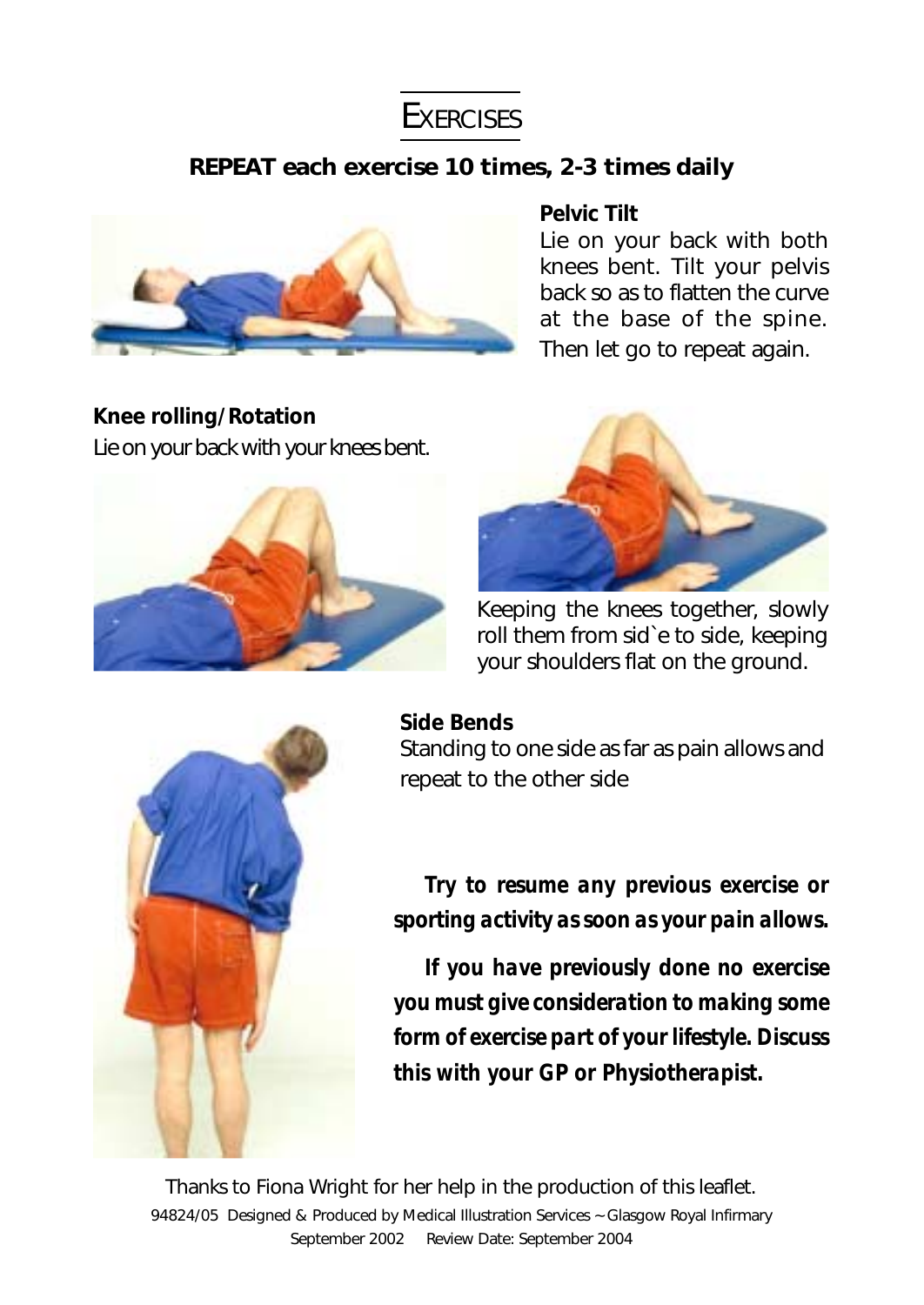# Exercises

**REPEAT each exercise 10 times, 2-3 times daily**

**Pelvic Tilt**

Lie on your back with both knees bent. Tilt your pelvis back so as to flatten the curve at the base of the spine. Then let go to repeat again.

**Knee rolling/Rotation**

Lie on your back with your knees bent.

Keeping the knees together, slowly roll them from sid`e to side, keeping your shoulders flat on the ground.

**Side Bends**

Standing to one side as far as pain allows and repeat to the other side

***Try to resume any previous exercise or sporting activity as soon as your pain allows.***

***If you have previously done no exercise you must give consideration to making some form of exercise part of your lifestyle. Discuss this with your GP or Physiotherapist.***

Thanks to Fiona Wright for her help in the production of this leaflet.

94824/05 Designed & Produced by Medical Illustration Services ~ Glasgow Royal Infirmary

September 2002 Review Date: September 2004